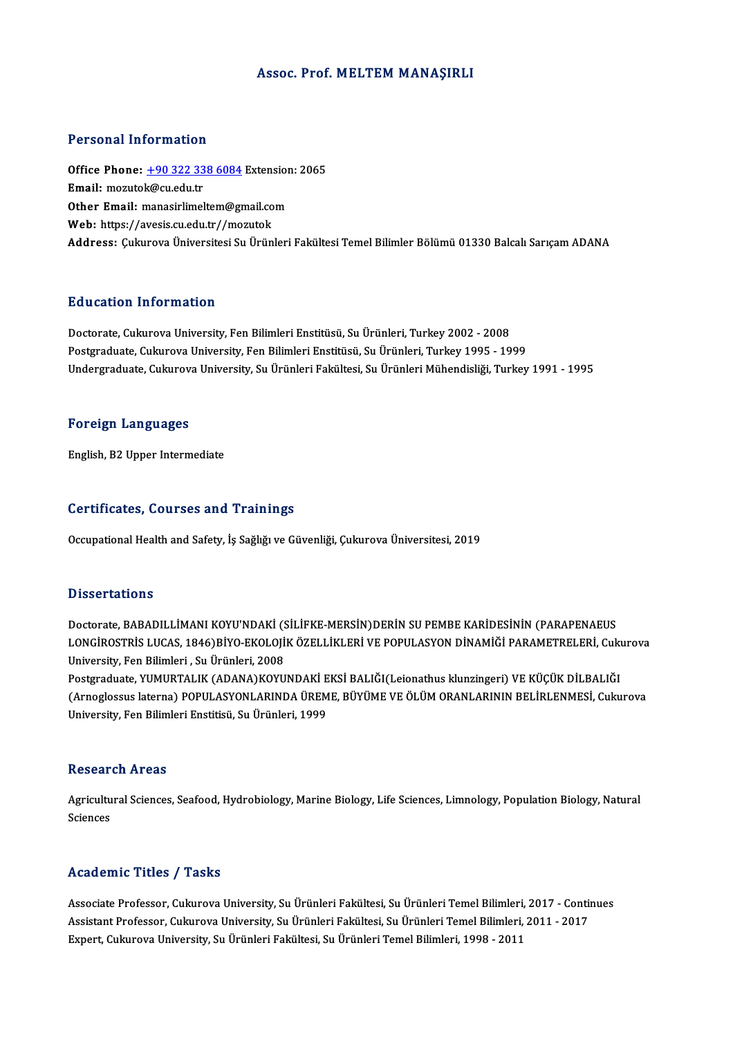# Assoc. Prof. MELTEM MANAŞIRLI

## Personal Information

**Office Phone:** +90 322 338 6084 Extension: 2065
**Email:** mozutok@cu.edu.tr
**Other Email:** manasirlimeltem@gmail.com
**Web:** https://avesis.cu.edu.tr//mozutok
**Address:** Çukurova Üniversitesi Su Ürünleri Fakültesi Temel Bilimler Bölümü 01330 Balcalı Sarıçam ADANA

## Education Information

Doctorate, Cukurova University, Fen Bilimleri Enstitüsü, Su Ürünleri, Turkey 2002 - 2008
Postgraduate, Cukurova University, Fen Bilimleri Enstitüsü, Su Ürünleri, Turkey 1995 - 1999
Undergraduate, Cukurova University, Su Ürünleri Fakültesi, Su Ürünleri Mühendisliği, Turkey 1991 - 1995

## Foreign Languages

English, B2 Upper Intermediate

## Certificates, Courses and Trainings

Occupational Health and Safety, İş Sağlığı ve Güvenliği, Çukurova Üniversitesi, 2019

## Dissertations

Doctorate, BABADILLİMANI KOYU'NDAKİ (SİLİFKE-MERSİN)DERİN SU PEMBE KARİDESİNİN (PARAPENAEUS LONGİROSTRİS LUCAS, 1846)BİYO-EKOLOJİK ÖZELLİKLERİ VE POPULASYON DİNAMİĞİ PARAMETRELERİ, Cukurova University, Fen Bilimleri , Su Ürünleri, 2008
Postgraduate, YUMURTALIK (ADANA)KOYUNDAKİ EKSİ BALIĞI(Leionathus klunzingeri) VE KÜÇÜK DİLBALIĞI (Arnoglossus laterna) POPULASYONLARINDA ÜREME, BÜYÜME VE ÖLÜM ORANLARININ BELİRLENMESİ, Cukurova University, Fen Bilimleri Enstitisü, Su Ürünleri, 1999

## Research Areas

Agricultural Sciences, Seafood, Hydrobiology, Marine Biology, Life Sciences, Limnology, Population Biology, Natural Sciences

## Academic Titles / Tasks

Associate Professor, Cukurova University, Su Ürünleri Fakültesi, Su Ürünleri Temel Bilimleri, 2017 - Continues
Assistant Professor, Cukurova University, Su Ürünleri Fakültesi, Su Ürünleri Temel Bilimleri, 2011 - 2017
Expert, Cukurova University, Su Ürünleri Fakültesi, Su Ürünleri Temel Bilimleri, 1998 - 2011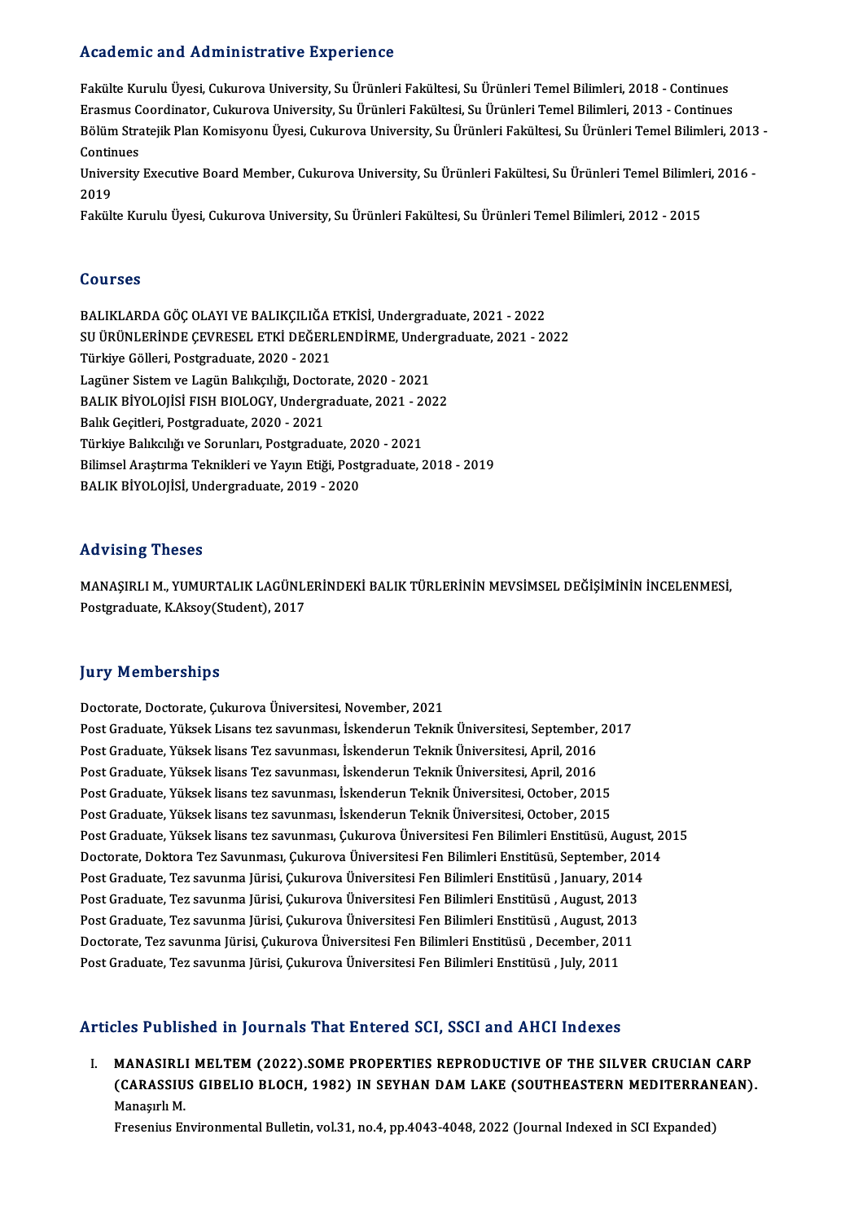## Academic and Administrative Experience

Fakülte Kurulu Üyesi, Cukurova University, Su Ürünleri Fakültesi, Su Ürünleri Temel Bilimleri, 2018 - Continues
Erasmus Coordinator, Cukurova University, Su Ürünleri Fakültesi, Su Ürünleri Temel Bilimleri, 2013 - Continues
Bölüm Stratejik Plan Komisyonu Üyesi, Cukurova University, Su Ürünleri Fakültesi, Su Ürünleri Temel Bilimleri, 2013 - Continues
University Executive Board Member, Cukurova University, Su Ürünleri Fakültesi, Su Ürünleri Temel Bilimleri, 2016 - 2019
Fakülte Kurulu Üyesi, Cukurova University, Su Ürünleri Fakültesi, Su Ürünleri Temel Bilimleri, 2012 - 2015

## Courses

BALIKLARDA GÖÇ OLAYI VE BALIKÇILIĞA ETKİSİ, Undergraduate, 2021 - 2022
SU ÜRÜNLERİNDE ÇEVRESEL ETKİ DEĞERLENDİRME, Undergraduate, 2021 - 2022
Türkiye Gölleri, Postgraduate, 2020 - 2021
Lagüner Sistem ve Lagün Balıkçılığı, Doctorate, 2020 - 2021
BALIK BİYOLOJİSİ FISH BIOLOGY, Undergraduate, 2021 - 2022
Balık Geçitleri, Postgraduate, 2020 - 2021
Türkiye Balıkcılığı ve Sorunları, Postgraduate, 2020 - 2021
Bilimsel Araştırma Teknikleri ve Yayın Etiği, Postgraduate, 2018 - 2019
BALIK BİYOLOJİSİ, Undergraduate, 2019 - 2020

## Advising Theses

MANAŞIRLI M., YUMURTALIK LAGÜNLERİNDEKİ BALIK TÜRLERİNİN MEVSİMSEL DEĞİŞİMİNİN İNCELENMESİ, Postgraduate, K.Aksoy(Student), 2017

## Jury Memberships

Doctorate, Doctorate, Çukurova Üniversitesi, November, 2021
Post Graduate, Yüksek Lisans tez savunması, İskenderun Teknik Üniversitesi, September, 2017
Post Graduate, Yüksek lisans Tez savunması, İskenderun Teknik Üniversitesi, April, 2016
Post Graduate, Yüksek lisans Tez savunması, İskenderun Teknik Üniversitesi, April, 2016
Post Graduate, Yüksek lisans tez savunması, İskenderun Teknik Üniversitesi, October, 2015
Post Graduate, Yüksek lisans tez savunması, İskenderun Teknik Üniversitesi, October, 2015
Post Graduate, Yüksek lisans tez savunması, Çukurova Üniversitesi Fen Bilimleri Enstitüsü, August, 2015
Doctorate, Doktora Tez Savunması, Çukurova Üniversitesi Fen Bilimleri Enstitüsü, September, 2014
Post Graduate, Tez savunma Jürisi, Çukurova Üniversitesi Fen Bilimleri Enstitüsü , January, 2014
Post Graduate, Tez savunma Jürisi, Çukurova Üniversitesi Fen Bilimleri Enstitüsü , August, 2013
Post Graduate, Tez savunma Jürisi, Çukurova Üniversitesi Fen Bilimleri Enstitüsü , August, 2013
Doctorate, Tez savunma Jürisi, Çukurova Üniversitesi Fen Bilimleri Enstitüsü , December, 2011
Post Graduate, Tez savunma Jürisi, Çukurova Üniversitesi Fen Bilimleri Enstitüsü , July, 2011

## Articles Published in Journals That Entered SCI, SSCI and AHCI Indexes

I. **MANASIRLI MELTEM (2022).SOME PROPERTIES REPRODUCTIVE OF THE SILVER CRUCIAN CARP (CARASSIUS GIBELIO BLOCH, 1982) IN SEYHAN DAM LAKE (SOUTHEASTERN MEDITERRANEAN).**
Manaşırlı M.
Fresenius Environmental Bulletin, vol.31, no.4, pp.4043-4048, 2022 (Journal Indexed in SCI Expanded)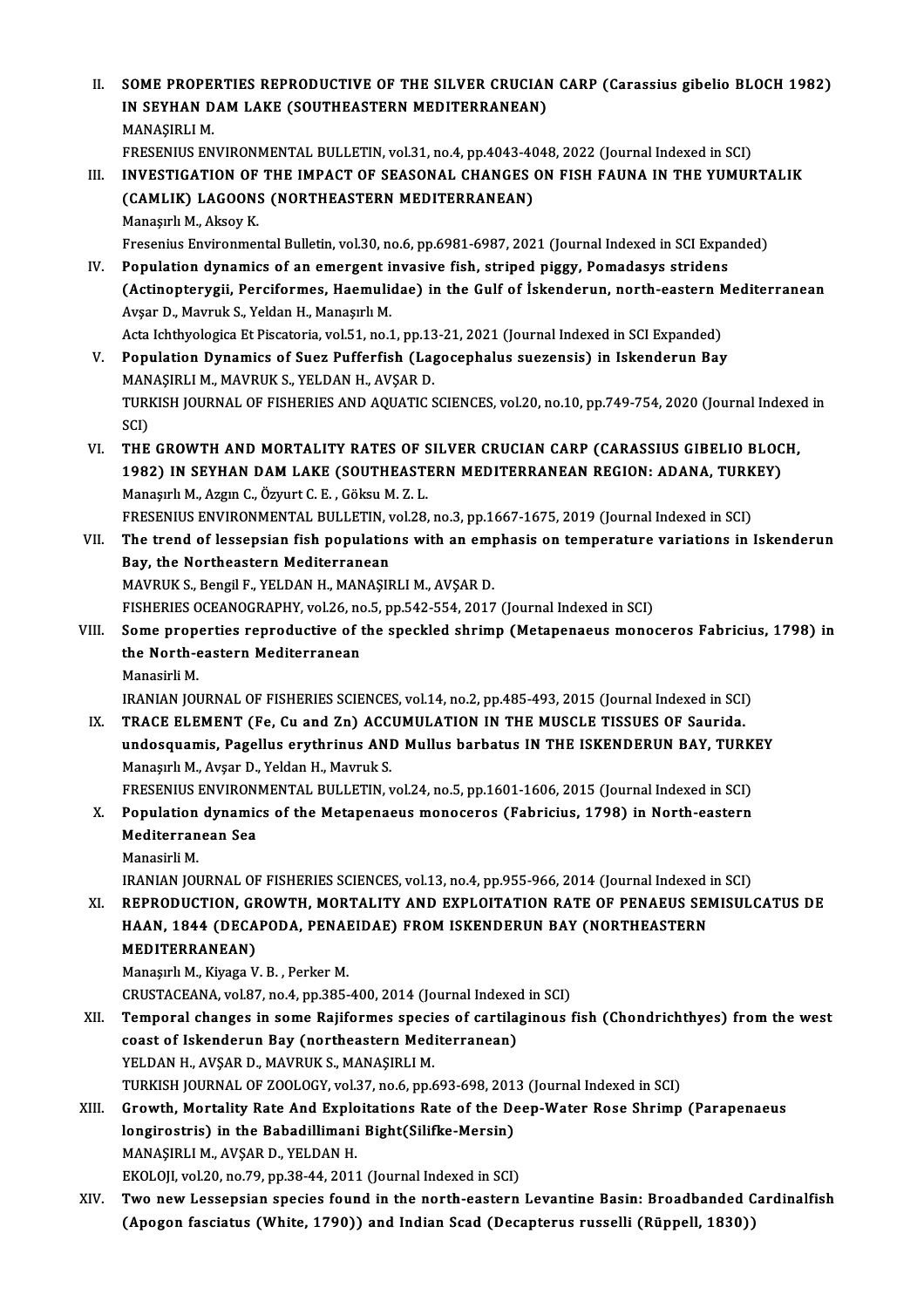II. **SOME PROPERTIES REPRODUCTIVE OF THE SILVER CRUCIAN CARP (Carassius gibelio BLOCH 1982) IN SEYHAN DAM LAKE (SOUTHEASTERN MEDITERRANEAN)**
MANAŞIRLI M.
FRESENIUS ENVIRONMENTAL BULLETIN, vol.31, no.4, pp.4043-4048, 2022 (Journal Indexed in SCI)

III. **INVESTIGATION OF THE IMPACT OF SEASONAL CHANGES ON FISH FAUNA IN THE YUMURTALIK (CAMLIK) LAGOONS (NORTHEASTERN MEDITERRANEAN)**
Manaşırlı M., Aksoy K.
Fresenius Environmental Bulletin, vol.30, no.6, pp.6981-6987, 2021 (Journal Indexed in SCI Expanded)

IV. **Population dynamics of an emergent invasive fish, striped piggy, Pomadasys stridens (Actinopterygii, Perciformes, Haemulidae) in the Gulf of İskenderun, north-eastern Mediterranean**
Avşar D., Mavruk S., Yeldan H., Manaşırlı M.
Acta Ichthyologica Et Piscatoria, vol.51, no.1, pp.13-21, 2021 (Journal Indexed in SCI Expanded)

V. **Population Dynamics of Suez Pufferfish (Lagocephalus suezensis) in Iskenderun Bay**
MANAŞIRLI M., MAVRUK S., YELDAN H., AVŞAR D.
TURKISH JOURNAL OF FISHERIES AND AQUATIC SCIENCES, vol.20, no.10, pp.749-754, 2020 (Journal Indexed in SCI)

VI. **THE GROWTH AND MORTALITY RATES OF SILVER CRUCIAN CARP (CARASSIUS GIBELIO BLOCH, 1982) IN SEYHAN DAM LAKE (SOUTHEASTERN MEDITERRANEAN REGION: ADANA, TURKEY)**
Manaşırlı M., Azgın C., Özyurt C. E. , Göksu M. Z. L.
FRESENIUS ENVIRONMENTAL BULLETIN, vol.28, no.3, pp.1667-1675, 2019 (Journal Indexed in SCI)

VII. **The trend of lessepsian fish populations with an emphasis on temperature variations in Iskenderun Bay, the Northeastern Mediterranean**
MAVRUK S., Bengil F., YELDAN H., MANAŞIRLI M., AVŞAR D.
FISHERIES OCEANOGRAPHY, vol.26, no.5, pp.542-554, 2017 (Journal Indexed in SCI)

VIII. **Some properties reproductive of the speckled shrimp (Metapenaeus monoceros Fabricius, 1798) in the North-eastern Mediterranean**
Manasirli M.
IRANIAN JOURNAL OF FISHERIES SCIENCES, vol.14, no.2, pp.485-493, 2015 (Journal Indexed in SCI)

IX. **TRACE ELEMENT (Fe, Cu and Zn) ACCUMULATION IN THE MUSCLE TISSUES OF Saurida. undosquamis, Pagellus erythrinus AND Mullus barbatus IN THE ISKENDERUN BAY, TURKEY**
Manaşırlı M., Avşar D., Yeldan H., Mavruk S.
FRESENIUS ENVIRONMENTAL BULLETIN, vol.24, no.5, pp.1601-1606, 2015 (Journal Indexed in SCI)

X. **Population dynamics of the Metapenaeus monoceros (Fabricius, 1798) in North-eastern Mediterranean Sea**
Manasirli M.
IRANIAN JOURNAL OF FISHERIES SCIENCES, vol.13, no.4, pp.955-966, 2014 (Journal Indexed in SCI)

XI. **REPRODUCTION, GROWTH, MORTALITY AND EXPLOITATION RATE OF PENAEUS SEMISULCATUS DE HAAN, 1844 (DECAPODA, PENAEIDAE) FROM ISKENDERUN BAY (NORTHEASTERN MEDITERRANEAN)**
Manaşırlı M., Kiyaga V. B. , Perker M.
CRUSTACEANA, vol.87, no.4, pp.385-400, 2014 (Journal Indexed in SCI)

XII. **Temporal changes in some Rajiformes species of cartilaginous fish (Chondrichthyes) from the west coast of Iskenderun Bay (northeastern Mediterranean)**
YELDAN H., AVŞAR D., MAVRUK S., MANAŞIRLI M.
TURKISH JOURNAL OF ZOOLOGY, vol.37, no.6, pp.693-698, 2013 (Journal Indexed in SCI)

XIII. **Growth, Mortality Rate And Exploitations Rate of the Deep-Water Rose Shrimp (Parapenaeus longirostris) in the Babadillimani Bight(Silifke-Mersin)**
MANAŞIRLI M., AVŞAR D., YELDAN H.
EKOLOJI, vol.20, no.79, pp.38-44, 2011 (Journal Indexed in SCI)

XIV. **Two new Lessepsian species found in the north-eastern Levantine Basin: Broadbanded Cardinalfish (Apogon fasciatus (White, 1790)) and Indian Scad (Decapterus russelli (Rüppell, 1830))**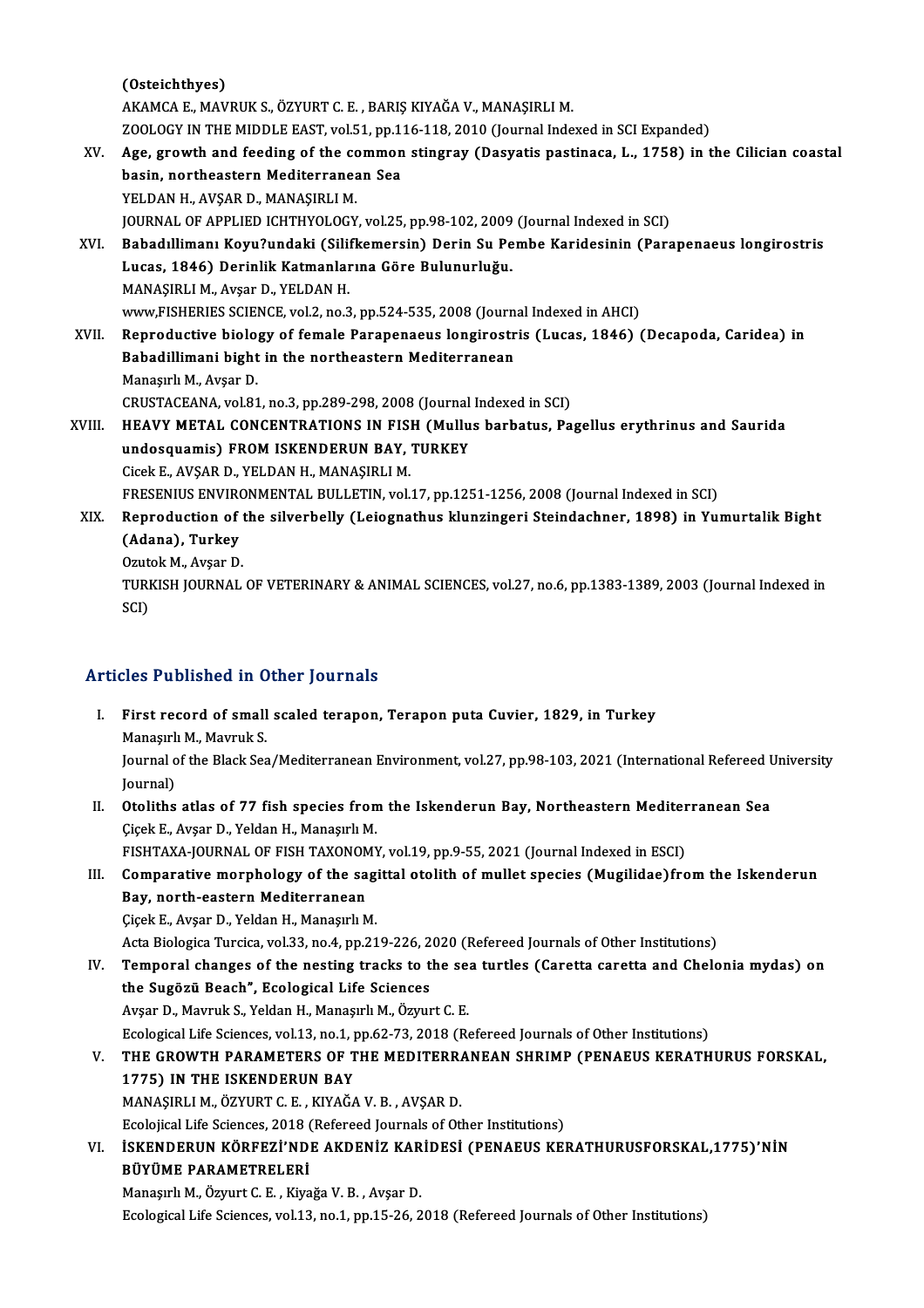(Osteichthyes)
AKAMCA E., MAVRUK S., ÖZYURT C. E. , BARIŞ KIYAĞA V., MANAŞIRLI M.
ZOOLOGY IN THE MIDDLE EAST, vol.51, pp.116-118, 2010 (Journal Indexed in SCI Expanded)

XV. **Age, growth and feeding of the common stingray (Dasyatis pastinaca, L., 1758) in the Cilician coastal basin, northeastern Mediterranean Sea**
YELDAN H., AVŞAR D., MANAŞIRLI M.
JOURNAL OF APPLIED ICHTHYOLOGY, vol.25, pp.98-102, 2009 (Journal Indexed in SCI)

XVI. **Babadıllimanı Koyu?undaki (Silifkemersin) Derin Su Pembe Karidesinin (Parapenaeus longirostris Lucas, 1846) Derinlik Katmanlarına Göre Bulunurluğu.**
MANAŞIRLI M., Avşar D., YELDAN H.
www,FISHERIES SCIENCE, vol.2, no.3, pp.524-535, 2008 (Journal Indexed in AHCI)

XVII. **Reproductive biology of female Parapenaeus longirostris (Lucas, 1846) (Decapoda, Caridea) in Babadillimani bight in the northeastern Mediterranean**
Manaşırlı M., Avşar D.
CRUSTACEANA, vol.81, no.3, pp.289-298, 2008 (Journal Indexed in SCI)

XVIII. **HEAVY METAL CONCENTRATIONS IN FISH (Mullus barbatus, Pagellus erythrinus and Saurida undosquamis) FROM ISKENDERUN BAY, TURKEY**
Cicek E., AVŞAR D., YELDAN H., MANAŞIRLI M.
FRESENIUS ENVIRONMENTAL BULLETIN, vol.17, pp.1251-1256, 2008 (Journal Indexed in SCI)

XIX. **Reproduction of the silverbelly (Leiognathus klunzingeri Steindachner, 1898) in Yumurtalik Bight (Adana), Turkey**
Ozutok M., Avşar D.
TURKISH JOURNAL OF VETERINARY & ANIMAL SCIENCES, vol.27, no.6, pp.1383-1389, 2003 (Journal Indexed in SCI)

## Articles Published in Other Journals

I. **First record of small scaled terapon, Terapon puta Cuvier, 1829, in Turkey**
Manaşırlı M., Mavruk S.
Journal of the Black Sea/Mediterranean Environment, vol.27, pp.98-103, 2021 (International Refereed University Journal)

II. **Otoliths atlas of 77 fish species from the Iskenderun Bay, Northeastern Mediterranean Sea**
Çiçek E., Avşar D., Yeldan H., Manaşırlı M.
FISHTAXA-JOURNAL OF FISH TAXONOMY, vol.19, pp.9-55, 2021 (Journal Indexed in ESCI)

III. **Comparative morphology of the sagittal otolith of mullet species (Mugilidae)from the Iskenderun Bay, north-eastern Mediterranean**
Çiçek E., Avşar D., Yeldan H., Manaşırlı M.
Acta Biologica Turcica, vol.33, no.4, pp.219-226, 2020 (Refereed Journals of Other Institutions)

IV. **Temporal changes of the nesting tracks to the sea turtles (Caretta caretta and Chelonia mydas) on the Sugözü Beach", Ecological Life Sciences**
Avşar D., Mavruk S., Yeldan H., Manaşırlı M., Özyurt C. E.
Ecological Life Sciences, vol.13, no.1, pp.62-73, 2018 (Refereed Journals of Other Institutions)

V. **THE GROWTH PARAMETERS OF THE MEDITERRANEAN SHRIMP (PENAEUS KERATHURUS FORSKAL, 1775) IN THE ISKENDERUN BAY**
MANAŞIRLI M., ÖZYURT C. E. , KIYAĞA V. B. , AVŞAR D.
Ecolojical Life Sciences, 2018 (Refereed Journals of Other Institutions)

VI. **İSKENDERUN KÖRFEZİ'NDE AKDENİZ KARİDESİ (PENAEUS KERATHURUSFORSKAL,1775)'NİN BÜYÜME PARAMETRELERİ**
Manaşırlı M., Özyurt C. E. , Kiyağa V. B. , Avşar D.
Ecological Life Sciences, vol.13, no.1, pp.15-26, 2018 (Refereed Journals of Other Institutions)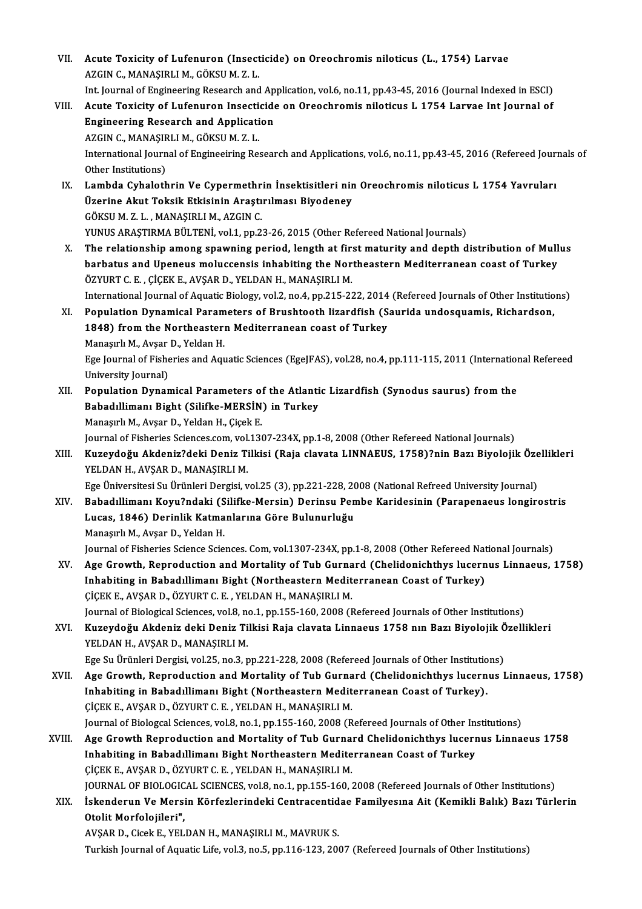VII. **Acute Toxicity of Lufenuron (Insecticide) on Oreochromis niloticus (L., 1754) Larvae**
AZGIN C., MANAŞIRLI M., GÖKSU M. Z. L.
Int. Journal of Engineering Research and Application, vol.6, no.11, pp.43-45, 2016 (Journal Indexed in ESCI)

VIII. **Acute Toxicity of Lufenuron Insecticide on Oreochromis niloticus L 1754 Larvae Int Journal of Engineering Research and Application**
AZGIN C., MANAŞIRLI M., GÖKSU M. Z. L.
International Journal of Engineeiring Research and Applications, vol.6, no.11, pp.43-45, 2016 (Refereed Journals of Other Institutions)

IX. **Lambda Cyhalothrin Ve Cypermethrin İnsektisitleri nin Oreochromis niloticus L 1754 Yavruları Üzerine Akut Toksik Etkisinin Araştırılması Biyodeney**
GÖKSU M. Z. L. , MANAŞIRLI M., AZGIN C.
YUNUS ARAŞTIRMA BÜLTENİ, vol.1, pp.23-26, 2015 (Other Refereed National Journals)

X. **The relationship among spawning period, length at first maturity and depth distribution of Mullus barbatus and Upeneus moluccensis inhabiting the Northeastern Mediterranean coast of Turkey**
ÖZYURT C. E. , ÇİÇEK E., AVŞAR D., YELDAN H., MANAŞIRLI M.
International Journal of Aquatic Biology, vol.2, no.4, pp.215-222, 2014 (Refereed Journals of Other Institutions)

XI. **Population Dynamical Parameters of Brushtooth lizardfish (Saurida undosquamis, Richardson, 1848) from the Northeastern Mediterranean coast of Turkey**
Manaşırlı M., Avşar D., Yeldan H.
Ege Journal of Fisheries and Aquatic Sciences (EgeJFAS), vol.28, no.4, pp.111-115, 2011 (International Refereed University Journal)

XII. **Population Dynamical Parameters of the Atlantic Lizardfish (Synodus saurus) from the Babadıllimanı Bight (Silifke-MERSİN) in Turkey**
Manaşırlı M., Avşar D., Yeldan H., Çiçek E.
Journal of Fisheries Sciences.com, vol.1307-234X, pp.1-8, 2008 (Other Refereed National Journals)

XIII. **Kuzeydoğu Akdeniz?deki Deniz Tilkisi (Raja clavata LINNAEUS, 1758)?nin Bazı Biyolojik Özellikleri**
YELDAN H., AVŞAR D., MANAŞIRLI M.
Ege Üniversitesi Su Ürünleri Dergisi, vol.25 (3), pp.221-228, 2008 (National Refreed University Journal)

XIV. **Babadıllimanı Koyu?ndaki (Silifke-Mersin) Derinsu Pembe Karidesinin (Parapenaeus longirostris Lucas, 1846) Derinlik Katmanlarına Göre Bulunurluğu**
Manaşırlı M., Avşar D., Yeldan H.
Journal of Fisheries Science Sciences. Com, vol.1307-234X, pp.1-8, 2008 (Other Refereed National Journals)

XV. **Age Growth, Reproduction and Mortality of Tub Gurnard (Chelidonichthys lucernus Linnaeus, 1758) Inhabiting in Babadıllimanı Bight (Northeastern Mediterranean Coast of Turkey)**
ÇİÇEK E., AVŞAR D., ÖZYURT C. E. , YELDAN H., MANAŞIRLI M.
Journal of Biological Sciences, vol.8, no.1, pp.155-160, 2008 (Refereed Journals of Other Institutions)

XVI. **Kuzeydoğu Akdeniz deki Deniz Tilkisi Raja clavata Linnaeus 1758 nın Bazı Biyolojik Özellikleri**
YELDAN H., AVŞAR D., MANAŞIRLI M.
Ege Su Ürünleri Dergisi, vol.25, no.3, pp.221-228, 2008 (Refereed Journals of Other Institutions)

XVII. **Age Growth, Reproduction and Mortality of Tub Gurnard (Chelidonichthys lucernus Linnaeus, 1758) Inhabiting in Babadıllimanı Bight (Northeastern Mediterranean Coast of Turkey).**
ÇİÇEK E., AVŞAR D., ÖZYURT C. E. , YELDAN H., MANAŞIRLI M.
Journal of Biologcal Sciences, vol.8, no.1, pp.155-160, 2008 (Refereed Journals of Other Institutions)

XVIII. **Age Growth Reproduction and Mortality of Tub Gurnard Chelidonichthys lucernus Linnaeus 1758 Inhabiting in Babadıllimanı Bight Northeastern Mediterranean Coast of Turkey**
ÇİÇEK E., AVŞAR D., ÖZYURT C. E. , YELDAN H., MANAŞIRLI M.
JOURNAL OF BIOLOGICAL SCIENCES, vol.8, no.1, pp.155-160, 2008 (Refereed Journals of Other Institutions)

XIX. **İskenderun Ve Mersin Körfezlerindeki Centracentidae Familyesına Ait (Kemikli Balık) Bazı Türlerin Otolit Morfolojileri",**
AVŞAR D., Cicek E., YELDAN H., MANAŞIRLI M., MAVRUK S.
Turkish Journal of Aquatic Life, vol.3, no.5, pp.116-123, 2007 (Refereed Journals of Other Institutions)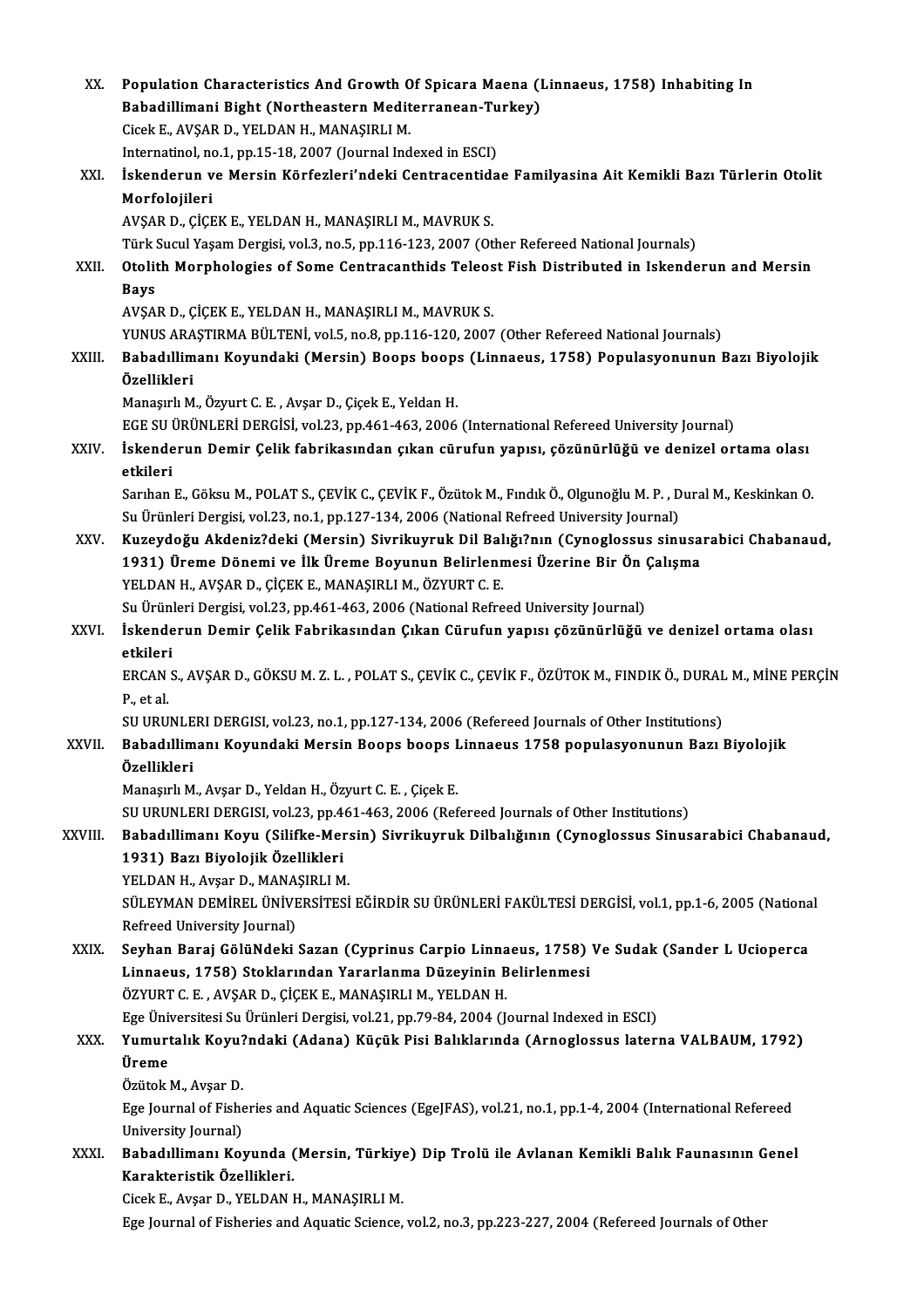XX. **Population Characteristics And Growth Of Spicara Maena (Linnaeus, 1758) Inhabiting In Babadillimani Bight (Northeastern Mediterranean-Turkey)**
Cicek E., AVŞAR D., YELDAN H., MANAŞIRLI M.
Internatinol, no.1, pp.15-18, 2007 (Journal Indexed in ESCI)

XXI. **İskenderun ve Mersin Körfezleri'ndeki Centracentidae Familyasina Ait Kemikli Bazı Türlerin Otolit Morfolojileri**
AVŞAR D., ÇİÇEK E., YELDAN H., MANAŞIRLI M., MAVRUK S.
Türk Sucul Yaşam Dergisi, vol.3, no.5, pp.116-123, 2007 (Other Refereed National Journals)

XXII. **Otolith Morphologies of Some Centracanthids Teleost Fish Distributed in Iskenderun and Mersin Bays**
AVŞAR D., ÇİÇEK E., YELDAN H., MANAŞIRLI M., MAVRUK S.
YUNUS ARAŞTIRMA BÜLTENİ, vol.5, no.8, pp.116-120, 2007 (Other Refereed National Journals)

XXIII. **Babadıllimanı Koyundaki (Mersin) Boops boops (Linnaeus, 1758) Populasyonunun Bazı Biyolojik Özellikleri**
Manaşırlı M., Özyurt C. E. , Avşar D., Çiçek E., Yeldan H.
EGE SU ÜRÜNLERİ DERGİSİ, vol.23, pp.461-463, 2006 (International Refereed University Journal)

XXIV. **İskenderun Demir Çelik fabrikasından çıkan cürufun yapısı, çözünürlüğü ve denizel ortama olası etkileri**
Sarıhan E., Göksu M., POLAT S., ÇEVİK C., ÇEVİK F., Özütok M., Fındık Ö., Olgunoğlu M. P. , Dural M., Keskinkan O.
Su Ürünleri Dergisi, vol.23, no.1, pp.127-134, 2006 (National Refreed University Journal)

XXV. **Kuzeydoğu Akdeniz?deki (Mersin) Sivrikuyruk Dil Balığı?nın (Cynoglossus sinusarabici Chabanaud, 1931) Üreme Dönemi ve İlk Üreme Boyunun Belirlenmesi Üzerine Bir Ön Çalışma**
YELDAN H., AVŞAR D., ÇİÇEK E., MANAŞIRLI M., ÖZYURT C. E.
Su Ürünleri Dergisi, vol.23, pp.461-463, 2006 (National Refreed University Journal)

XXVI. **İskenderun Demir Çelik Fabrikasından Çıkan Cürufun yapısı çözünürlüğü ve denizel ortama olası etkileri**
ERCAN S., AVŞAR D., GÖKSU M. Z. L. , POLAT S., ÇEVİK C., ÇEVİK F., ÖZÜTOK M., FINDIK Ö., DURAL M., MİNE PERÇİN P., et al.
SU URUNLERI DERGISI, vol.23, no.1, pp.127-134, 2006 (Refereed Journals of Other Institutions)

XXVII. **Babadıllimanı Koyundaki Mersin Boops boops Linnaeus 1758 populasyonunun Bazı Biyolojik Özellikleri**
Manaşırlı M., Avşar D., Yeldan H., Özyurt C. E. , Çiçek E.
SU URUNLERI DERGISI, vol.23, pp.461-463, 2006 (Refereed Journals of Other Institutions)

XXVIII. **Babadıllimanı Koyu (Silifke-Mersin) Sivrikuyruk Dilbalığının (Cynoglossus Sinusarabici Chabanaud, 1931) Bazı Biyolojik Özellikleri**
YELDAN H., Avşar D., MANAŞIRLI M.
SÜLEYMAN DEMİREL ÜNİVERSİTESİ EĞİRDİR SU ÜRÜNLERİ FAKÜLTESİ DERGİSİ, vol.1, pp.1-6, 2005 (National Refreed University Journal)

XXIX. **Seyhan Baraj GölüNdeki Sazan (Cyprinus Carpio Linnaeus, 1758) Ve Sudak (Sander L Ucioperca Linnaeus, 1758) Stoklarından Yararlanma Düzeyinin Belirlenmesi**
ÖZYURT C. E. , AVŞAR D., ÇİÇEK E., MANAŞIRLI M., YELDAN H.
Ege Üniversitesi Su Ürünleri Dergisi, vol.21, pp.79-84, 2004 (Journal Indexed in ESCI)

XXX. **Yumurtalık Koyu?ndaki (Adana) Küçük Pisi Balıklarında (Arnoglossus laterna VALBAUM, 1792) Üreme**
Özütok M., Avşar D.
Ege Journal of Fisheries and Aquatic Sciences (EgeJFAS), vol.21, no.1, pp.1-4, 2004 (International Refereed University Journal)

XXXI. **Babadıllimanı Koyunda (Mersin, Türkiye) Dip Trolü ile Avlanan Kemikli Balık Faunasının Genel Karakteristik Özellikleri.**
Cicek E., Avşar D., YELDAN H., MANAŞIRLI M.
Ege Journal of Fisheries and Aquatic Science, vol.2, no.3, pp.223-227, 2004 (Refereed Journals of Other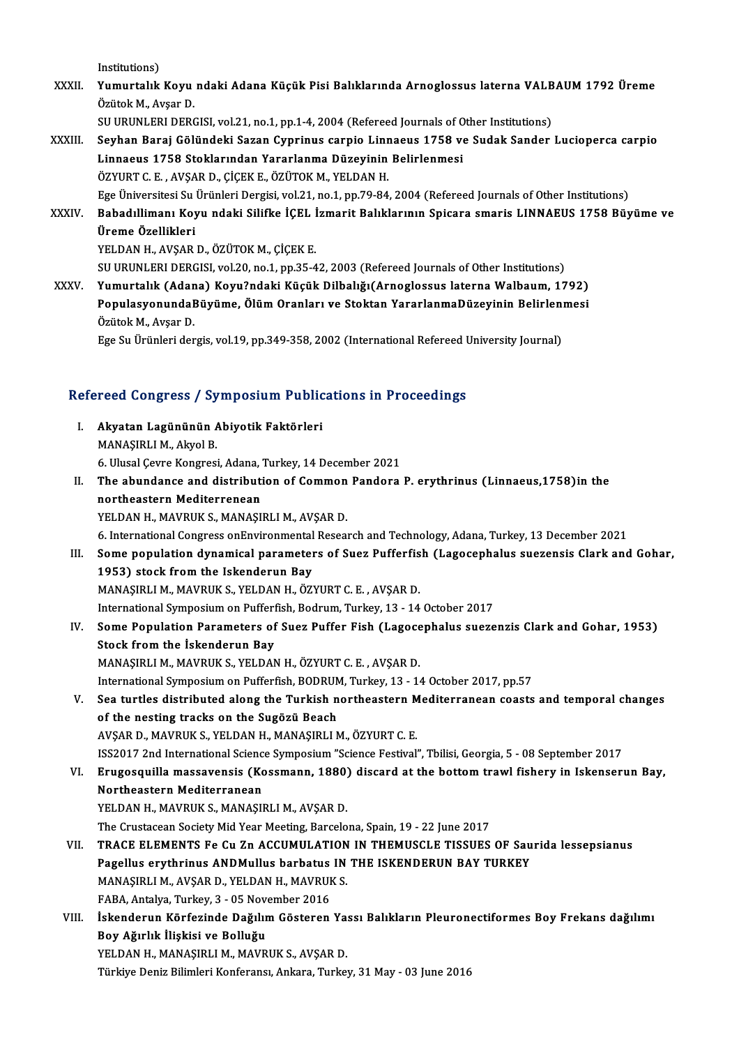Institutions)

XXXII. **Yumurtalık Koyu ndaki Adana Küçük Pisi Balıklarında Arnoglossus laterna VALBAUM 1792 Üreme**
Özütok M., Avşar D.
SU URUNLERI DERGISI, vol.21, no.1, pp.1-4, 2004 (Refereed Journals of Other Institutions)

XXXIII. **Seyhan Baraj Gölündeki Sazan Cyprinus carpio Linnaeus 1758 ve Sudak Sander Lucioperca carpio Linnaeus 1758 Stoklarından Yararlanma Düzeyinin Belirlenmesi**
ÖZYURT C. E. , AVŞAR D., ÇİÇEK E., ÖZÜTOK M., YELDAN H.
Ege Üniversitesi Su Ürünleri Dergisi, vol.21, no.1, pp.79-84, 2004 (Refereed Journals of Other Institutions)

XXXIV. **Babadıllimanı Koyu ndaki Silifke İÇEL İzmarit Balıklarının Spicara smaris LINNAEUS 1758 Büyüme ve Üreme Özellikleri**
YELDAN H., AVŞAR D., ÖZÜTOK M., ÇİÇEK E.
SU URUNLERI DERGISI, vol.20, no.1, pp.35-42, 2003 (Refereed Journals of Other Institutions)

XXXV. **Yumurtalık (Adana) Koyu?ndaki Küçük Dilbalığı(Arnoglossus laterna Walbaum, 1792) PopulasyonundaBüyüme, Ölüm Oranları ve Stoktan YararlanmaDüzeyinin Belirlenmesi**
Özütok M., Avşar D.
Ege Su Ürünleri dergis, vol.19, pp.349-358, 2002 (International Refereed University Journal)

## Refereed Congress / Symposium Publications in Proceedings

I. **Akyatan Lagününün Abiyotik Faktörleri**
MANAŞIRLI M., Akyol B.
6. Ulusal Çevre Kongresi, Adana, Turkey, 14 December 2021

II. **The abundance and distribution of Common Pandora P. erythrinus (Linnaeus,1758)in the northeastern Mediterrenean**
YELDAN H., MAVRUK S., MANAŞIRLI M., AVŞAR D.
6. International Congress onEnvironmental Research and Technology, Adana, Turkey, 13 December 2021

III. **Some population dynamical parameters of Suez Pufferfish (Lagocephalus suezensis Clark and Gohar, 1953) stock from the Iskenderun Bay**
MANAŞIRLI M., MAVRUK S., YELDAN H., ÖZYURT C. E. , AVŞAR D.
International Symposium on Pufferfish, Bodrum, Turkey, 13 - 14 October 2017

IV. **Some Population Parameters of Suez Puffer Fish (Lagocephalus suezenzis Clark and Gohar, 1953) Stock from the İskenderun Bay**
MANAŞIRLI M., MAVRUK S., YELDAN H., ÖZYURT C. E. , AVŞAR D.
International Symposium on Pufferfish, BODRUM, Turkey, 13 - 14 October 2017, pp.57

V. **Sea turtles distributed along the Turkish northeastern Mediterranean coasts and temporal changes of the nesting tracks on the Sugözü Beach**
AVŞAR D., MAVRUK S., YELDAN H., MANAŞIRLI M., ÖZYURT C. E.
ISS2017 2nd International Science Symposium "Science Festival", Tbilisi, Georgia, 5 - 08 September 2017

VI. **Erugosquilla massavensis (Kossmann, 1880) discard at the bottom trawl fishery in Iskenserun Bay, Northeastern Mediterranean**
YELDAN H., MAVRUK S., MANAŞIRLI M., AVŞAR D.
The Crustacean Society Mid Year Meeting, Barcelona, Spain, 19 - 22 June 2017

VII. **TRACE ELEMENTS Fe Cu Zn ACCUMULATION IN THEMUSCLE TISSUES OF Saurida lessepsianus Pagellus erythrinus ANDMullus barbatus IN THE ISKENDERUN BAY TURKEY**
MANAŞIRLI M., AVŞAR D., YELDAN H., MAVRUK S.
FABA, Antalya, Turkey, 3 - 05 November 2016

VIII. **İskenderun Körfezinde Dağılım Gösteren Yassı Balıkların Pleuronectiformes Boy Frekans dağılımı Boy Ağırlık İlişkisi ve Bolluğu**
YELDAN H., MANAŞIRLI M., MAVRUK S., AVŞAR D.
Türkiye Deniz Bilimleri Konferansı, Ankara, Turkey, 31 May - 03 June 2016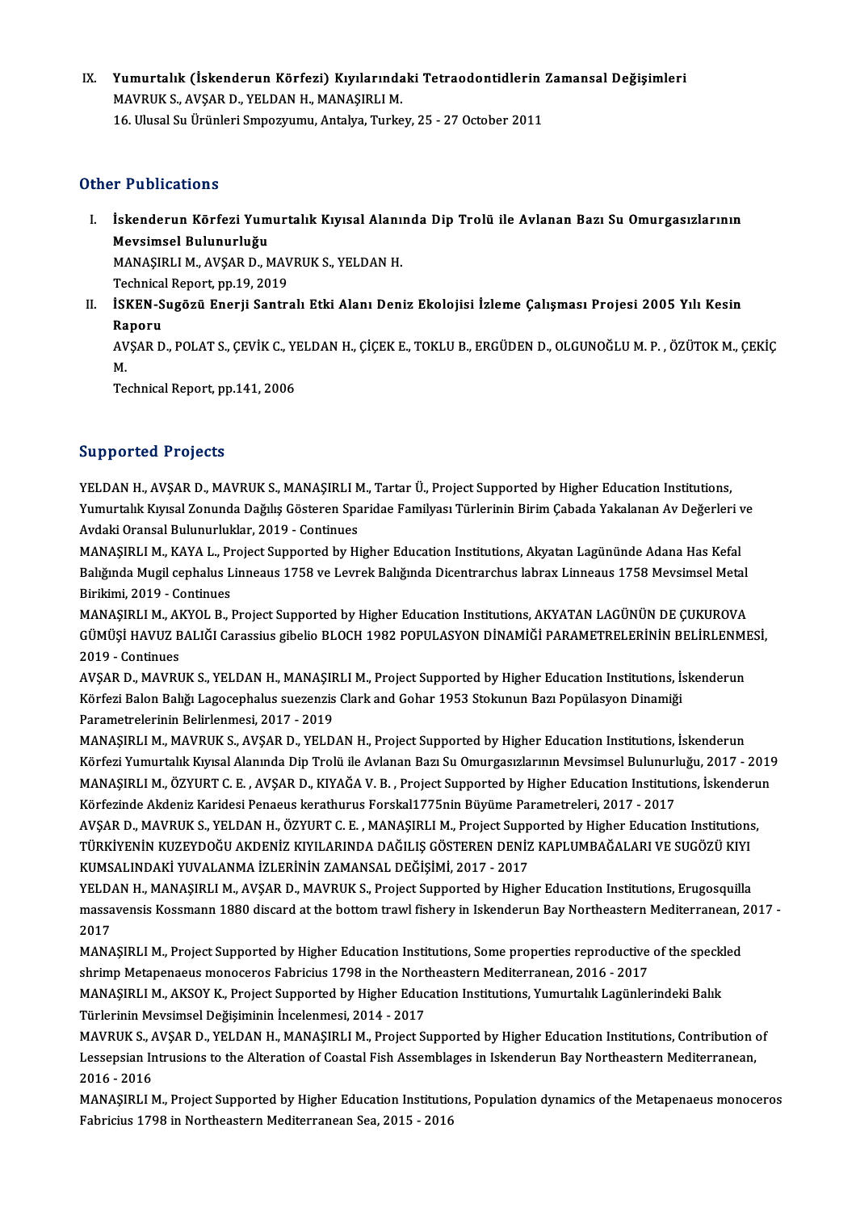IX. **Yumurtalık (İskenderun Körfezi) Kıyılarındaki Tetraodontidlerin Zamansal Değişimleri**
MAVRUK S., AVŞAR D., YELDAN H., MANAŞIRLI M.
16. Ulusal Su Ürünleri Smpozyumu, Antalya, Turkey, 25 - 27 October 2011

## Other Publications

I. **İskenderun Körfezi Yumurtalık Kıyısal Alanında Dip Trolü ile Avlanan Bazı Su Omurgasızlarının Mevsimsel Bulunurluğu**
MANAŞIRLI M., AVŞAR D., MAVRUK S., YELDAN H.
Technical Report, pp.19, 2019

II. **İSKEN-Sugözü Enerji Santralı Etki Alanı Deniz Ekolojisi İzleme Çalışması Projesi 2005 Yılı Kesin Raporu**
AVŞAR D., POLAT S., ÇEVİK C., YELDAN H., ÇİÇEK E., TOKLU B., ERGÜDEN D., OLGUNOĞLU M. P. , ÖZÜTOK M., ÇEKİÇ M.
Technical Report, pp.141, 2006

## Supported Projects

YELDAN H., AVŞAR D., MAVRUK S., MANAŞIRLI M., Tartar Ü., Project Supported by Higher Education Institutions, Yumurtalık Kıyısal Zonunda Dağılış Gösteren Sparidae Familyası Türlerinin Birim Çabada Yakalanan Av Değerleri ve Avdaki Oransal Bulunurluklar, 2019 - Continues

MANAŞIRLI M., KAYA L., Project Supported by Higher Education Institutions, Akyatan Lagününde Adana Has Kefal Balığında Mugil cephalus Linneaus 1758 ve Levrek Balığında Dicentrarchus labrax Linneaus 1758 Mevsimsel Metal Birikimi, 2019 - Continues

MANAŞIRLI M., AKYOL B., Project Supported by Higher Education Institutions, AKYATAN LAGÜNÜN DE ÇUKUROVA GÜMÜŞİ HAVUZ BALIĞI Carassius gibelio BLOCH 1982 POPULASYON DİNAMİĞİ PARAMETRELERİNİN BELİRLENMESİ, 2019 - Continues

AVŞAR D., MAVRUK S., YELDAN H., MANAŞIRLI M., Project Supported by Higher Education Institutions, İskenderun Körfezi Balon Balığı Lagocephalus suezenzis Clark and Gohar 1953 Stokunun Bazı Popülasyon Dinamiği Parametrelerinin Belirlenmesi, 2017 - 2019

MANAŞIRLI M., MAVRUK S., AVŞAR D., YELDAN H., Project Supported by Higher Education Institutions, İskenderun Körfezi Yumurtalık Kıyısal Alanında Dip Trolü ile Avlanan Bazı Su Omurgasızlarının Mevsimsel Bulunurluğu, 2017 - 2019

MANAŞIRLI M., ÖZYURT C. E. , AVŞAR D., KIYAĞA V. B. , Project Supported by Higher Education Institutions, İskenderun Körfezinde Akdeniz Karidesi Penaeus kerathurus Forskal1775nin Büyüme Parametreleri, 2017 - 2017

AVŞAR D., MAVRUK S., YELDAN H., ÖZYURT C. E. , MANAŞIRLI M., Project Supported by Higher Education Institutions, TÜRKİYENİN KUZEYDOĞU AKDENİZ KIYILARINDA DAĞILIŞ GÖSTEREN DENİZ KAPLUMBAĞALARI VE SUGÖZÜ KIYI KUMSALINDAKİ YUVALANMA İZLERİNİN ZAMANSAL DEĞİŞİMİ, 2017 - 2017

YELDAN H., MANAŞIRLI M., AVŞAR D., MAVRUK S., Project Supported by Higher Education Institutions, Erugosquilla massavensis Kossmann 1880 discard at the bottom trawl fishery in Iskenderun Bay Northeastern Mediterranean, 2017 - 2017

MANAŞIRLI M., Project Supported by Higher Education Institutions, Some properties reproductive of the speckled shrimp Metapenaeus monoceros Fabricius 1798 in the Northeastern Mediterranean, 2016 - 2017

MANAŞIRLI M., AKSOY K., Project Supported by Higher Education Institutions, Yumurtalık Lagünlerindeki Balık Türlerinin Mevsimsel Değişiminin İncelenmesi, 2014 - 2017

MAVRUK S., AVŞAR D., YELDAN H., MANAŞIRLI M., Project Supported by Higher Education Institutions, Contribution of Lessepsian Intrusions to the Alteration of Coastal Fish Assemblages in Iskenderun Bay Northeastern Mediterranean, 2016 - 2016

MANAŞIRLI M., Project Supported by Higher Education Institutions, Population dynamics of the Metapenaeus monoceros Fabricius 1798 in Northeastern Mediterranean Sea, 2015 - 2016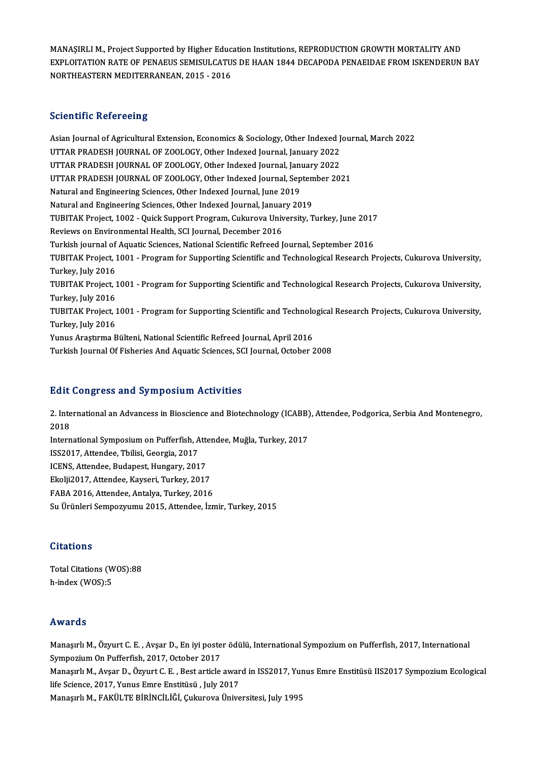MANAŞIRLI M., Project Supported by Higher Education Institutions, REPRODUCTION GROWTH MORTALITY AND EXPLOITATION RATE OF PENAEUS SEMISULCATUS DE HAAN 1844 DECAPODA PENAEIDAE FROM ISKENDERUN BAY NORTHEASTERN MEDITERRANEAN, 2015 - 2016

## Scientific Refereeing

Asian Journal of Agricultural Extension, Economics & Sociology, Other Indexed Journal, March 2022
UTTAR PRADESH JOURNAL OF ZOOLOGY, Other Indexed Journal, January 2022
UTTAR PRADESH JOURNAL OF ZOOLOGY, Other Indexed Journal, January 2022
UTTAR PRADESH JOURNAL OF ZOOLOGY, Other Indexed Journal, September 2021
Natural and Engineering Sciences, Other Indexed Journal, June 2019
Natural and Engineering Sciences, Other Indexed Journal, January 2019
TUBITAK Project, 1002 - Quick Support Program, Cukurova University, Turkey, June 2017
Reviews on Environmental Health, SCI Journal, December 2016
Turkish journal of Aquatic Sciences, National Scientific Refreed Journal, September 2016
TUBITAK Project, 1001 - Program for Supporting Scientific and Technological Research Projects, Cukurova University, Turkey, July 2016
TUBITAK Project, 1001 - Program for Supporting Scientific and Technological Research Projects, Cukurova University, Turkey, July 2016
TUBITAK Project, 1001 - Program for Supporting Scientific and Technological Research Projects, Cukurova University, Turkey, July 2016
Yunus Araştırma Bülteni, National Scientific Refreed Journal, April 2016
Turkish Journal Of Fisheries And Aquatic Sciences, SCI Journal, October 2008

## Edit Congress and Symposium Activities

2. International an Advancess in Bioscience and Biotechnology (ICABB), Attendee, Podgorica, Serbia And Montenegro, 2018
International Symposium on Pufferfish, Attendee, Muğla, Turkey, 2017
ISS2017, Attendee, Tbilisi, Georgia, 2017
ICENS, Attendee, Budapest, Hungary, 2017
Ekolji2017, Attendee, Kayseri, Turkey, 2017
FABA 2016, Attendee, Antalya, Turkey, 2016
Su Ürünleri Sempozyumu 2015, Attendee, İzmir, Turkey, 2015

## Citations

Total Citations (WOS):88
h-index (WOS):5

## Awards

Manaşırlı M., Özyurt C. E. , Avşar D., En iyi poster ödülü, International Sympozium on Pufferfish, 2017, International Sympozium On Pufferfish, 2017, October 2017
Manaşırlı M., Avşar D., Özyurt C. E. , Best article award in ISS2017, Yunus Emre Enstitüsü IIS2017 Sympozium Ecological life Science, 2017, Yunus Emre Enstitüsü , July 2017
Manaşırlı M., FAKÜLTE BİRİNCİLİĞİ, Çukurova Üniversitesi, July 1995